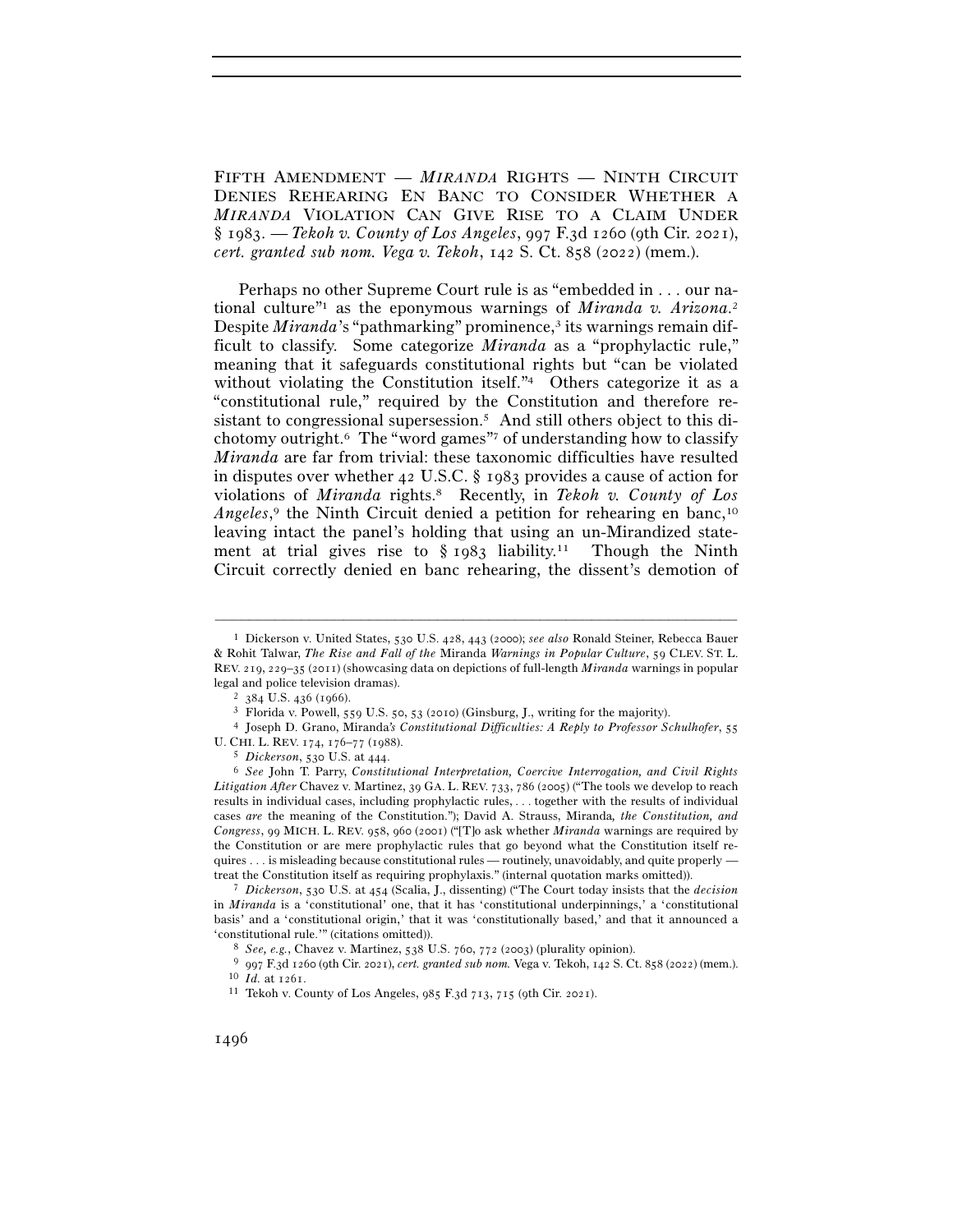FIFTH AMENDMENT — *MIRANDA* RIGHTS — NINTH CIRCUIT DENIES REHEARING EN BANC TO CONSIDER WHETHER A *MIRANDA* VIOLATION CAN GIVE RISE TO A CLAIM UNDER § 1983. — *Tekoh v. County of Los Angeles*, 997 F.3d 1260 (9th Cir. 2021), *cert. granted sub nom. Vega v. Tekoh*, 142 S. Ct. 858 (2022) (mem.).

Perhaps no other Supreme Court rule is as "embedded in . . . our national culture"[1] as the eponymous warnings of *Miranda v. Arizona*.[2] Despite *Miranda*'s "pathmarking" prominence,[3] its warnings remain difficult to classify. Some categorize *Miranda* as a "prophylactic rule," meaning that it safeguards constitutional rights but "can be violated without violating the Constitution itself."[4] Others categorize it as a "constitutional rule," required by the Constitution and therefore resistant to congressional supersession.[5] And still others object to this dichotomy outright.[6] The "word games"[7] of understanding how to classify *Miranda* are far from trivial: these taxonomic difficulties have resulted in disputes over whether 42 U.S.C. § 1983 provides a cause of action for violations of *Miranda* rights.[8] Recently, in *Tekoh v. County of Los Angeles*,[9] the Ninth Circuit denied a petition for rehearing en banc,[10] leaving intact the panel's holding that using an un-Mirandized statement at trial gives rise to § 1983 liability.[11] Though the Ninth Circuit correctly denied en banc rehearing, the dissent's demotion of

---

1 Dickerson v. United States, 530 U.S. 428, 443 (2000); *see also* Ronald Steiner, Rebecca Bauer & Rohit Talwar, *The Rise and Fall of the* Miranda *Warnings in Popular Culture*, 59 CLEV. ST. L. REV. 219, 229–35 (2011) (showcasing data on depictions of full-length *Miranda* warnings in popular legal and police television dramas).

2 384 U.S. 436 (1966).

3 Florida v. Powell, 559 U.S. 50, 53 (2010) (Ginsburg, J., writing for the majority).

4 Joseph D. Grano, Miranda*'s Constitutional Difficulties: A Reply to Professor Schulhofer*, 55 U. CHI. L. REV. 174, 176–77 (1988).

5 *Dickerson*, 530 U.S. at 444.

6 *See* John T. Parry, *Constitutional Interpretation, Coercive Interrogation, and Civil Rights Litigation After* Chavez v. Martinez, 39 GA. L. REV. 733, 786 (2005) ("The tools we develop to reach results in individual cases, including prophylactic rules, . . . together with the results of individual cases *are* the meaning of the Constitution."); David A. Strauss, Miranda*, the Constitution, and Congress*, 99 MICH. L. REV. 958, 960 (2001) ("[T]o ask whether *Miranda* warnings are required by the Constitution or are mere prophylactic rules that go beyond what the Constitution itself requires . . . is misleading because constitutional rules — routinely, unavoidably, and quite properly — treat the Constitution itself as requiring prophylaxis." (internal quotation marks omitted)).

7 *Dickerson*, 530 U.S. at 454 (Scalia, J., dissenting) ("The Court today insists that the *decision* in *Miranda* is a 'constitutional' one, that it has 'constitutional underpinnings,' a 'constitutional basis' and a 'constitutional origin,' that it was 'constitutionally based,' and that it announced a 'constitutional rule.'" (citations omitted)).

8 *See, e.g.*, Chavez v. Martinez, 538 U.S. 760, 772 (2003) (plurality opinion).

9 997 F.3d 1260 (9th Cir. 2021), *cert. granted sub nom.* Vega v. Tekoh, 142 S. Ct. 858 (2022) (mem.).

10 *Id.* at 1261.

11 Tekoh v. County of Los Angeles, 985 F.3d 713, 715 (9th Cir. 2021).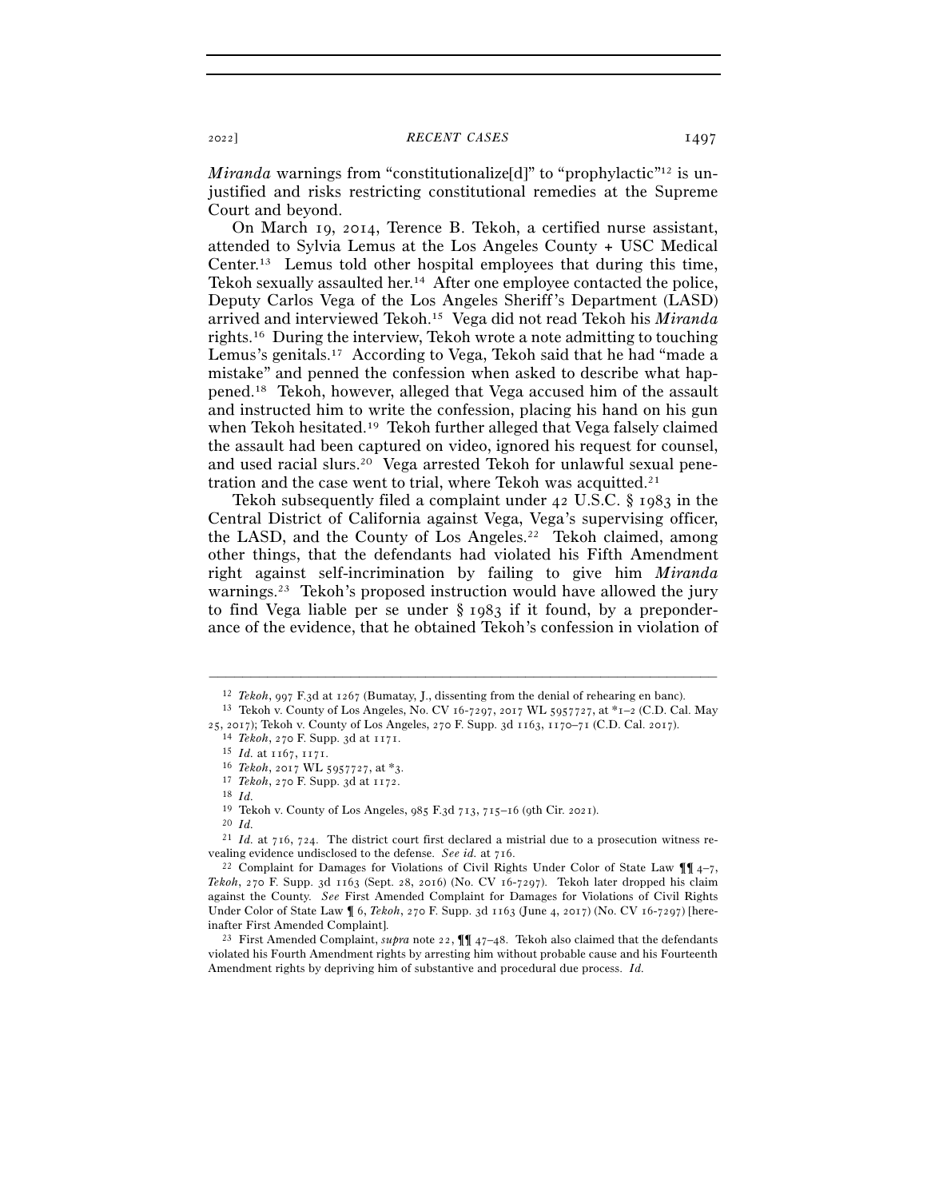*Miranda* warnings from "constitutionalize[d]" to "prophylactic"[12] is unjustified and risks restricting constitutional remedies at the Supreme Court and beyond.

On March 19, 2014, Terence B. Tekoh, a certified nurse assistant, attended to Sylvia Lemus at the Los Angeles County + USC Medical Center.[13] Lemus told other hospital employees that during this time, Tekoh sexually assaulted her.[14] After one employee contacted the police, Deputy Carlos Vega of the Los Angeles Sheriff's Department (LASD) arrived and interviewed Tekoh.[15] Vega did not read Tekoh his *Miranda* rights.[16] During the interview, Tekoh wrote a note admitting to touching Lemus's genitals.[17] According to Vega, Tekoh said that he had "made a mistake" and penned the confession when asked to describe what happened.[18] Tekoh, however, alleged that Vega accused him of the assault and instructed him to write the confession, placing his hand on his gun when Tekoh hesitated.[19] Tekoh further alleged that Vega falsely claimed the assault had been captured on video, ignored his request for counsel, and used racial slurs.[20] Vega arrested Tekoh for unlawful sexual penetration and the case went to trial, where Tekoh was acquitted.[21]

Tekoh subsequently filed a complaint under 42 U.S.C. § 1983 in the Central District of California against Vega, Vega's supervising officer, the LASD, and the County of Los Angeles.[22] Tekoh claimed, among other things, that the defendants had violated his Fifth Amendment right against self-incrimination by failing to give him *Miranda* warnings.[23] Tekoh's proposed instruction would have allowed the jury to find Vega liable per se under § 1983 if it found, by a preponderance of the evidence, that he obtained Tekoh's confession in violation of

---

[12] *Tekoh*, 997 F.3d at 1267 (Bumatay, J., dissenting from the denial of rehearing en banc).

[13] Tekoh v. County of Los Angeles, No. CV 16-7297, 2017 WL 5957727, at *1–2 (C.D. Cal. May 25, 2017); Tekoh v. County of Los Angeles, 270 F. Supp. 3d 1163, 1170–71 (C.D. Cal. 2017).

[14] *Tekoh*, 270 F. Supp. 3d at 1171.

[15] *Id.* at 1167, 1171.

[16] *Tekoh*, 2017 WL 5957727, at *3.

[17] *Tekoh*, 270 F. Supp. 3d at 1172.

[18] *Id.*

[19] Tekoh v. County of Los Angeles, 985 F.3d 713, 715–16 (9th Cir. 2021).

[20] *Id.*

[21] *Id.* at 716, 724. The district court first declared a mistrial due to a prosecution witness revealing evidence undisclosed to the defense. *See id.* at 716.

[22] Complaint for Damages for Violations of Civil Rights Under Color of State Law ¶¶ 4–7, *Tekoh*, 270 F. Supp. 3d 1163 (Sept. 28, 2016) (No. CV 16-7297). Tekoh later dropped his claim against the County. *See* First Amended Complaint for Damages for Violations of Civil Rights Under Color of State Law ¶ 6, *Tekoh*, 270 F. Supp. 3d 1163 (June 4, 2017) (No. CV 16-7297) [hereinafter First Amended Complaint].

[23] First Amended Complaint, *supra* note 22, ¶¶ 47–48. Tekoh also claimed that the defendants violated his Fourth Amendment rights by arresting him without probable cause and his Fourteenth Amendment rights by depriving him of substantive and procedural due process. *Id.*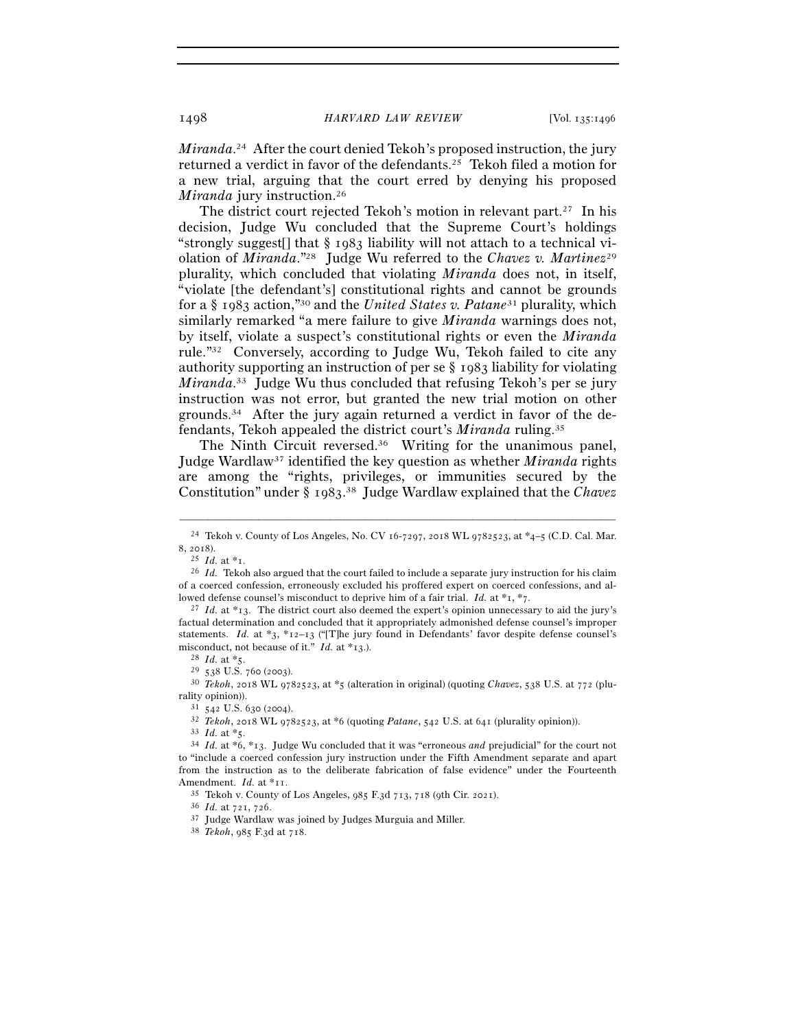*Miranda*.[24] After the court denied Tekoh's proposed instruction, the jury returned a verdict in favor of the defendants.[25] Tekoh filed a motion for a new trial, arguing that the court erred by denying his proposed *Miranda* jury instruction.[26]

The district court rejected Tekoh's motion in relevant part.[27] In his decision, Judge Wu concluded that the Supreme Court's holdings "strongly suggest[] that § 1983 liability will not attach to a technical violation of *Miranda*."[28] Judge Wu referred to the *Chavez v. Martinez*[29] plurality, which concluded that violating *Miranda* does not, in itself, "violate [the defendant's] constitutional rights and cannot be grounds for a § 1983 action,"[30] and the *United States v. Patane*[31] plurality, which similarly remarked "a mere failure to give *Miranda* warnings does not, by itself, violate a suspect's constitutional rights or even the *Miranda* rule."[32] Conversely, according to Judge Wu, Tekoh failed to cite any authority supporting an instruction of per se § 1983 liability for violating *Miranda*.[33] Judge Wu thus concluded that refusing Tekoh's per se jury instruction was not error, but granted the new trial motion on other grounds.[34] After the jury again returned a verdict in favor of the defendants, Tekoh appealed the district court's *Miranda* ruling.[35]

The Ninth Circuit reversed.[36] Writing for the unanimous panel, Judge Wardlaw[37] identified the key question as whether *Miranda* rights are among the "rights, privileges, or immunities secured by the Constitution" under § 1983.[38] Judge Wardlaw explained that the *Chavez*

---

[24] Tekoh v. County of Los Angeles, No. CV 16-7297, 2018 WL 9782523, at *4–5 (C.D. Cal. Mar. 8, 2018).

[25] *Id.* at *1.

[26] *Id.* Tekoh also argued that the court failed to include a separate jury instruction for his claim of a coerced confession, erroneously excluded his proffered expert on coerced confessions, and allowed defense counsel's misconduct to deprive him of a fair trial. *Id.* at *1, *7.

[27] *Id.* at *13. The district court also deemed the expert's opinion unnecessary to aid the jury's factual determination and concluded that it appropriately admonished defense counsel's improper statements. *Id.* at *3, *12–13 ("[T]he jury found in Defendants' favor despite defense counsel's misconduct, not because of it." *Id.* at *13.).

[28] *Id.* at *5.

[29] 538 U.S. 760 (2003).

[30] *Tekoh*, 2018 WL 9782523, at *5 (alteration in original) (quoting *Chavez*, 538 U.S. at 772 (plurality opinion)).

[31] 542 U.S. 630 (2004).

[32] *Tekoh*, 2018 WL 9782523, at *6 (quoting *Patane*, 542 U.S. at 641 (plurality opinion)).

[33] *Id.* at *5.

[34] *Id.* at *6, *13. Judge Wu concluded that it was "erroneous *and* prejudicial" for the court not to "include a coerced confession jury instruction under the Fifth Amendment separate and apart from the instruction as to the deliberate fabrication of false evidence" under the Fourteenth Amendment. *Id.* at *11.

[35] Tekoh v. County of Los Angeles, 985 F.3d 713, 718 (9th Cir. 2021).

[36] *Id.* at 721, 726.

[37] Judge Wardlaw was joined by Judges Murguia and Miller.

[38] *Tekoh*, 985 F.3d at 718.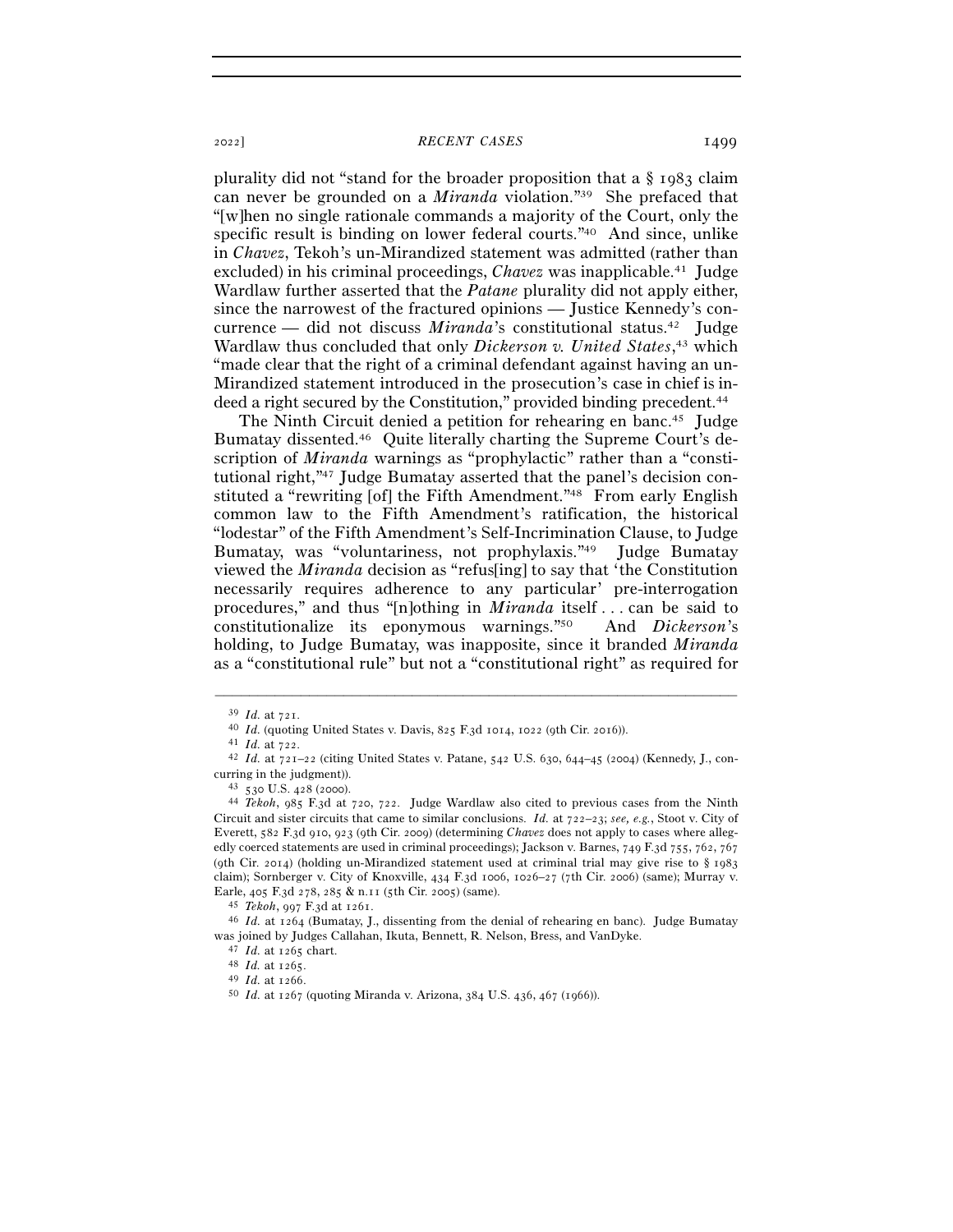plurality did not "stand for the broader proposition that a § 1983 claim can never be grounded on a *Miranda* violation."[39] She prefaced that "[w]hen no single rationale commands a majority of the Court, only the specific result is binding on lower federal courts."[40] And since, unlike in *Chavez*, Tekoh's un-Mirandized statement was admitted (rather than excluded) in his criminal proceedings, *Chavez* was inapplicable.[41] Judge Wardlaw further asserted that the *Patane* plurality did not apply either, since the narrowest of the fractured opinions — Justice Kennedy's concurrence — did not discuss *Miranda*'s constitutional status.[42] Judge Wardlaw thus concluded that only *Dickerson v. United States*,[43] which "made clear that the right of a criminal defendant against having an un-Mirandized statement introduced in the prosecution's case in chief is indeed a right secured by the Constitution," provided binding precedent.[44]

The Ninth Circuit denied a petition for rehearing en banc.[45] Judge Bumatay dissented.[46] Quite literally charting the Supreme Court's description of *Miranda* warnings as "prophylactic" rather than a "constitutional right,"[47] Judge Bumatay asserted that the panel's decision constituted a "rewriting [of] the Fifth Amendment."[48] From early English common law to the Fifth Amendment's ratification, the historical "lodestar" of the Fifth Amendment's Self-Incrimination Clause, to Judge Bumatay, was "voluntariness, not prophylaxis."[49] Judge Bumatay viewed the *Miranda* decision as "refus[ing] to say that 'the Constitution necessarily requires adherence to any particular' pre-interrogation procedures," and thus "[n]othing in *Miranda* itself . . . can be said to constitutionalize its eponymous warnings."[50] And *Dickerson*'s holding, to Judge Bumatay, was inapposite, since it branded *Miranda* as a "constitutional rule" but not a "constitutional right" as required for

---

[39] *Id.* at 721.

[40] *Id.* (quoting United States v. Davis, 825 F.3d 1014, 1022 (9th Cir. 2016)).

[41] *Id.* at 722.

[42] *Id.* at 721–22 (citing United States v. Patane, 542 U.S. 630, 644–45 (2004) (Kennedy, J., concurring in the judgment)).

[43] 530 U.S. 428 (2000).

[44] *Tekoh*, 985 F.3d at 720, 722. Judge Wardlaw also cited to previous cases from the Ninth Circuit and sister circuits that came to similar conclusions. *Id.* at 722–23; *see, e.g.*, Stoot v. City of Everett, 582 F.3d 910, 923 (9th Cir. 2009) (determining *Chavez* does not apply to cases where allegedly coerced statements are used in criminal proceedings); Jackson v. Barnes, 749 F.3d 755, 762, 767 (9th Cir. 2014) (holding un-Mirandized statement used at criminal trial may give rise to § 1983 claim); Sornberger v. City of Knoxville, 434 F.3d 1006, 1026–27 (7th Cir. 2006) (same); Murray v. Earle, 405 F.3d 278, 285 & n.11 (5th Cir. 2005) (same).

[45] *Tekoh*, 997 F.3d at 1261.

[46] *Id.* at 1264 (Bumatay, J., dissenting from the denial of rehearing en banc). Judge Bumatay was joined by Judges Callahan, Ikuta, Bennett, R. Nelson, Bress, and VanDyke.

[47] *Id.* at 1265 chart.

[48] *Id.* at 1265.

[49] *Id.* at 1266.

[50] *Id.* at 1267 (quoting Miranda v. Arizona, 384 U.S. 436, 467 (1966)).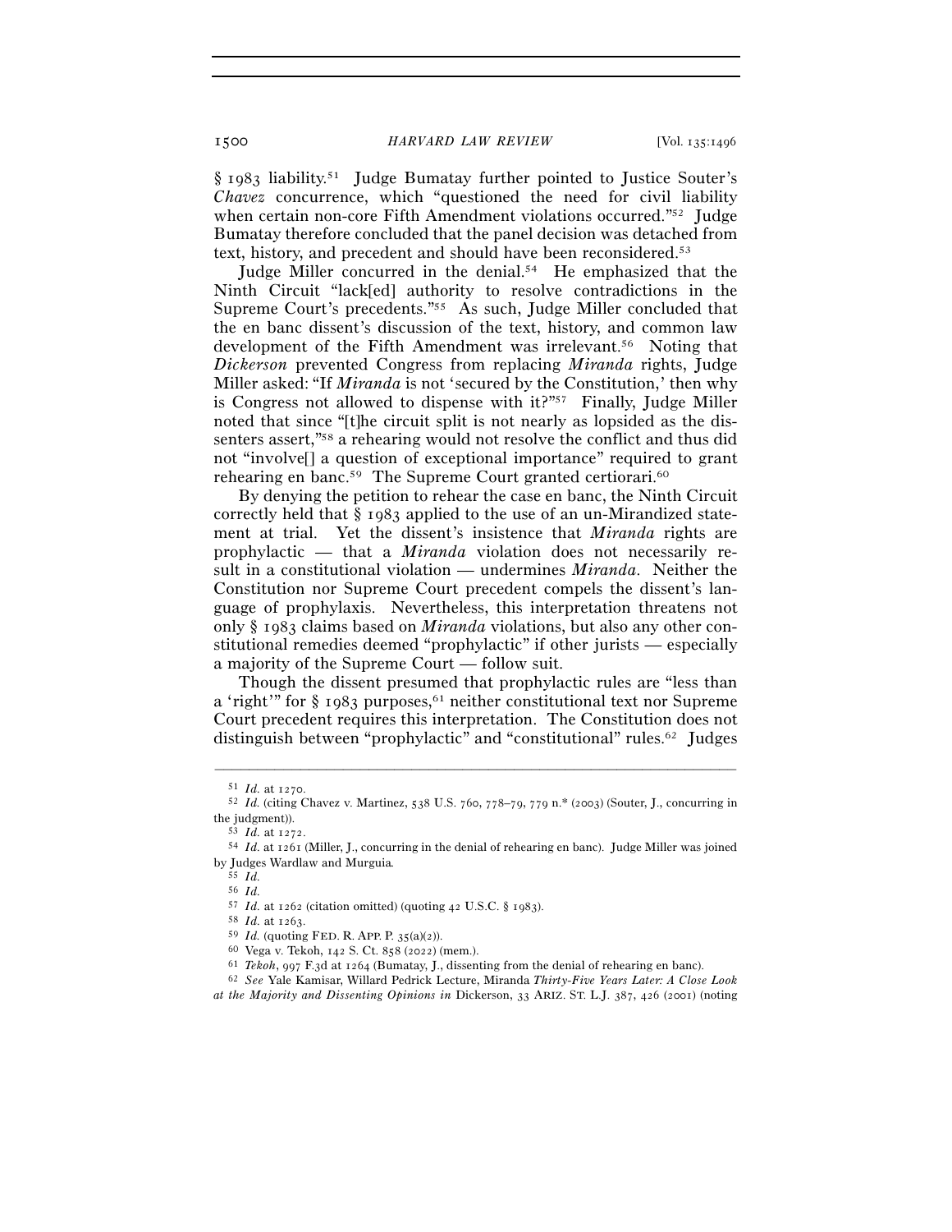§ 1983 liability.[51] Judge Bumatay further pointed to Justice Souter's *Chavez* concurrence, which "questioned the need for civil liability when certain non-core Fifth Amendment violations occurred."[52] Judge Bumatay therefore concluded that the panel decision was detached from text, history, and precedent and should have been reconsidered.[53]

Judge Miller concurred in the denial.[54] He emphasized that the Ninth Circuit "lack[ed] authority to resolve contradictions in the Supreme Court's precedents."[55] As such, Judge Miller concluded that the en banc dissent's discussion of the text, history, and common law development of the Fifth Amendment was irrelevant.[56] Noting that *Dickerson* prevented Congress from replacing *Miranda* rights, Judge Miller asked: "If *Miranda* is not 'secured by the Constitution,' then why is Congress not allowed to dispense with it?"[57] Finally, Judge Miller noted that since "[t]he circuit split is not nearly as lopsided as the dissenters assert,"[58] a rehearing would not resolve the conflict and thus did not "involve[] a question of exceptional importance" required to grant rehearing en banc.[59] The Supreme Court granted certiorari.[60]

By denying the petition to rehear the case en banc, the Ninth Circuit correctly held that § 1983 applied to the use of an un-Mirandized statement at trial. Yet the dissent's insistence that *Miranda* rights are prophylactic — that a *Miranda* violation does not necessarily result in a constitutional violation — undermines *Miranda*. Neither the Constitution nor Supreme Court precedent compels the dissent's language of prophylaxis. Nevertheless, this interpretation threatens not only § 1983 claims based on *Miranda* violations, but also any other constitutional remedies deemed "prophylactic" if other jurists — especially a majority of the Supreme Court — follow suit.

Though the dissent presumed that prophylactic rules are "less than a 'right'" for § 1983 purposes,[61] neither constitutional text nor Supreme Court precedent requires this interpretation. The Constitution does not distinguish between "prophylactic" and "constitutional" rules.[62] Judges

---

[51] *Id.* at 1270.

[52] *Id.* (citing Chavez v. Martinez, 538 U.S. 760, 778–79, 779 n.* (2003) (Souter, J., concurring in the judgment)).

[53] *Id.* at 1272.

[54] *Id.* at 1261 (Miller, J., concurring in the denial of rehearing en banc). Judge Miller was joined by Judges Wardlaw and Murguia.

[55] *Id.*

[56] *Id.*

[57] *Id.* at 1262 (citation omitted) (quoting 42 U.S.C. § 1983).

[58] *Id.* at 1263.

[59] *Id.* (quoting FED. R. APP. P. 35(a)(2)).

[60] Vega v. Tekoh, 142 S. Ct. 858 (2022) (mem.).

[61] *Tekoh*, 997 F.3d at 1264 (Bumatay, J., dissenting from the denial of rehearing en banc).

[62] *See* Yale Kamisar, Willard Pedrick Lecture, Miranda *Thirty-Five Years Later: A Close Look at the Majority and Dissenting Opinions in* Dickerson, 33 ARIZ. ST. L.J. 387, 426 (2001) (noting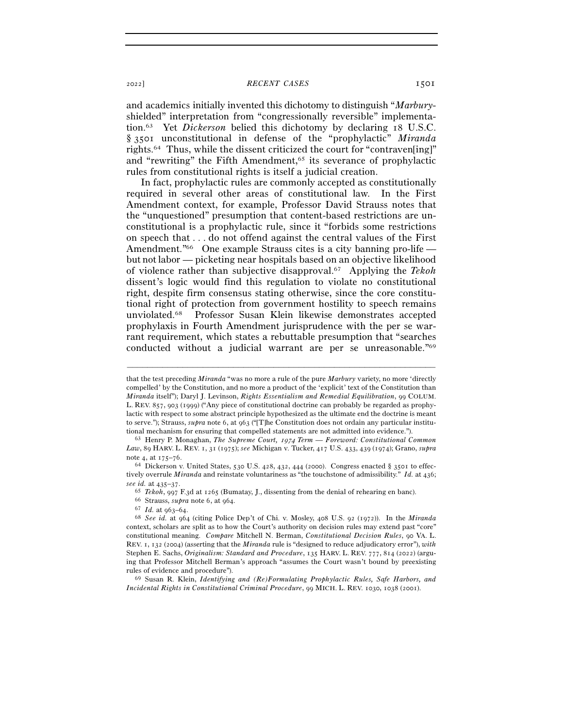and academics initially invented this dichotomy to distinguish "*Marbury*-shielded" interpretation from "congressionally reversible" implementation.[63] Yet *Dickerson* belied this dichotomy by declaring 18 U.S.C. § 3501 unconstitutional in defense of the "prophylactic" *Miranda* rights.[64] Thus, while the dissent criticized the court for "contraven[ing]" and "rewriting" the Fifth Amendment,[65] its severance of prophylactic rules from constitutional rights is itself a judicial creation.

In fact, prophylactic rules are commonly accepted as constitutionally required in several other areas of constitutional law. In the First Amendment context, for example, Professor David Strauss notes that the "unquestioned" presumption that content-based restrictions are unconstitutional is a prophylactic rule, since it "forbids some restrictions on speech that . . . do not offend against the central values of the First Amendment."[66] One example Strauss cites is a city banning pro-life — but not labor — picketing near hospitals based on an objective likelihood of violence rather than subjective disapproval.[67] Applying the *Tekoh* dissent's logic would find this regulation to violate no constitutional right, despite firm consensus stating otherwise, since the core constitutional right of protection from government hostility to speech remains unviolated.[68] Professor Susan Klein likewise demonstrates accepted prophylaxis in Fourth Amendment jurisprudence with the per se warrant requirement, which states a rebuttable presumption that "searches conducted without a judicial warrant are per se unreasonable."[69]

---

that the test preceding *Miranda* "was no more a rule of the pure *Marbury* variety, no more 'directly compelled' by the Constitution, and no more a product of the 'explicit' text of the Constitution than *Miranda* itself"); Daryl J. Levinson, *Rights Essentialism and Remedial Equilibration*, 99 COLUM. L. REV. 857, 903 (1999) ("Any piece of constitutional doctrine can probably be regarded as prophylactic with respect to some abstract principle hypothesized as the ultimate end the doctrine is meant to serve."); Strauss, *supra* note 6, at 963 ("[T]he Constitution does not ordain any particular institutional mechanism for ensuring that compelled statements are not admitted into evidence.").

[63] Henry P. Monaghan, *The Supreme Court, 1974 Term — Foreword: Constitutional Common Law*, 89 HARV. L. REV. 1, 31 (1975); *see* Michigan v. Tucker, 417 U.S. 433, 439 (1974); Grano, *supra* note 4, at 175–76.

[64] Dickerson v. United States, 530 U.S. 428, 432, 444 (2000). Congress enacted § 3501 to effectively overrule *Miranda* and reinstate voluntariness as "the touchstone of admissibility." *Id.* at 436; *see id.* at 435–37.

[65] *Tekoh*, 997 F.3d at 1265 (Bumatay, J., dissenting from the denial of rehearing en banc).

[66] Strauss, *supra* note 6, at 964.

[67] *Id.* at 963–64.

[68] *See id.* at 964 (citing Police Dep't of Chi. v. Mosley, 408 U.S. 92 (1972)). In the *Miranda* context, scholars are split as to how the Court's authority on decision rules may extend past "core" constitutional meaning. *Compare* Mitchell N. Berman, *Constitutional Decision Rules*, 90 VA. L. REV. 1, 132 (2004) (asserting that the *Miranda* rule is "designed to reduce adjudicatory error"), *with* Stephen E. Sachs, *Originalism: Standard and Procedure*, 135 HARV. L. REV. 777, 814 (2022) (arguing that Professor Mitchell Berman's approach "assumes the Court wasn't bound by preexisting rules of evidence and procedure").

[69] Susan R. Klein, *Identifying and (Re)Formulating Prophylactic Rules, Safe Harbors, and Incidental Rights in Constitutional Criminal Procedure*, 99 MICH. L. REV. 1030, 1038 (2001).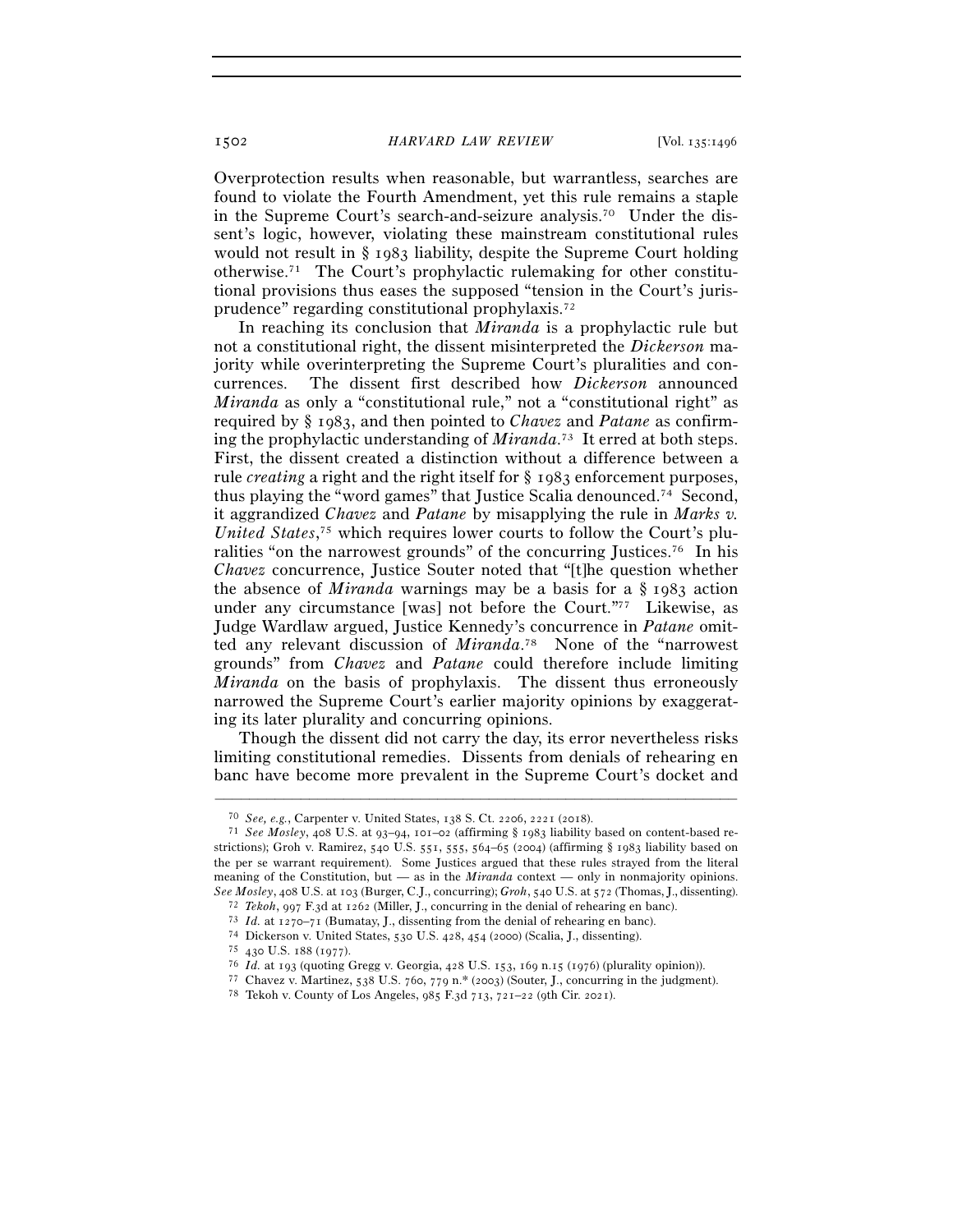Overprotection results when reasonable, but warrantless, searches are found to violate the Fourth Amendment, yet this rule remains a staple in the Supreme Court's search-and-seizure analysis.[70] Under the dissent's logic, however, violating these mainstream constitutional rules would not result in § 1983 liability, despite the Supreme Court holding otherwise.[71] The Court's prophylactic rulemaking for other constitutional provisions thus eases the supposed "tension in the Court's jurisprudence" regarding constitutional prophylaxis.[72]

In reaching its conclusion that *Miranda* is a prophylactic rule but not a constitutional right, the dissent misinterpreted the *Dickerson* majority while overinterpreting the Supreme Court's pluralities and concurrences. The dissent first described how *Dickerson* announced *Miranda* as only a "constitutional rule," not a "constitutional right" as required by § 1983, and then pointed to *Chavez* and *Patane* as confirming the prophylactic understanding of *Miranda*.[73] It erred at both steps. First, the dissent created a distinction without a difference between a rule *creating* a right and the right itself for § 1983 enforcement purposes, thus playing the "word games" that Justice Scalia denounced.[74] Second, it aggrandized *Chavez* and *Patane* by misapplying the rule in *Marks v. United States*,[75] which requires lower courts to follow the Court's pluralities "on the narrowest grounds" of the concurring Justices.[76] In his *Chavez* concurrence, Justice Souter noted that "[t]he question whether the absence of *Miranda* warnings may be a basis for a § 1983 action under any circumstance [was] not before the Court."[77] Likewise, as Judge Wardlaw argued, Justice Kennedy's concurrence in *Patane* omitted any relevant discussion of *Miranda*.[78] None of the "narrowest grounds" from *Chavez* and *Patane* could therefore include limiting *Miranda* on the basis of prophylaxis. The dissent thus erroneously narrowed the Supreme Court's earlier majority opinions by exaggerating its later plurality and concurring opinions.

Though the dissent did not carry the day, its error nevertheless risks limiting constitutional remedies. Dissents from denials of rehearing en banc have become more prevalent in the Supreme Court's docket and

---

[70] *See, e.g.*, Carpenter v. United States, 138 S. Ct. 2206, 2221 (2018).

[71] *See Mosley*, 408 U.S. at 93–94, 101–02 (affirming § 1983 liability based on content-based restrictions); Groh v. Ramirez, 540 U.S. 551, 555, 564–65 (2004) (affirming § 1983 liability based on the per se warrant requirement). Some Justices argued that these rules strayed from the literal meaning of the Constitution, but — as in the *Miranda* context — only in nonmajority opinions. *See Mosley*, 408 U.S. at 103 (Burger, C.J., concurring); *Groh*, 540 U.S. at 572 (Thomas, J., dissenting).

[72] *Tekoh*, 997 F.3d at 1262 (Miller, J., concurring in the denial of rehearing en banc).

[73] *Id.* at 1270–71 (Bumatay, J., dissenting from the denial of rehearing en banc).

[74] Dickerson v. United States, 530 U.S. 428, 454 (2000) (Scalia, J., dissenting).

[75] 430 U.S. 188 (1977).

[76] *Id.* at 193 (quoting Gregg v. Georgia, 428 U.S. 153, 169 n.15 (1976) (plurality opinion)).

[77] Chavez v. Martinez, 538 U.S. 760, 779 n.* (2003) (Souter, J., concurring in the judgment).

[78] Tekoh v. County of Los Angeles, 985 F.3d 713, 721–22 (9th Cir. 2021).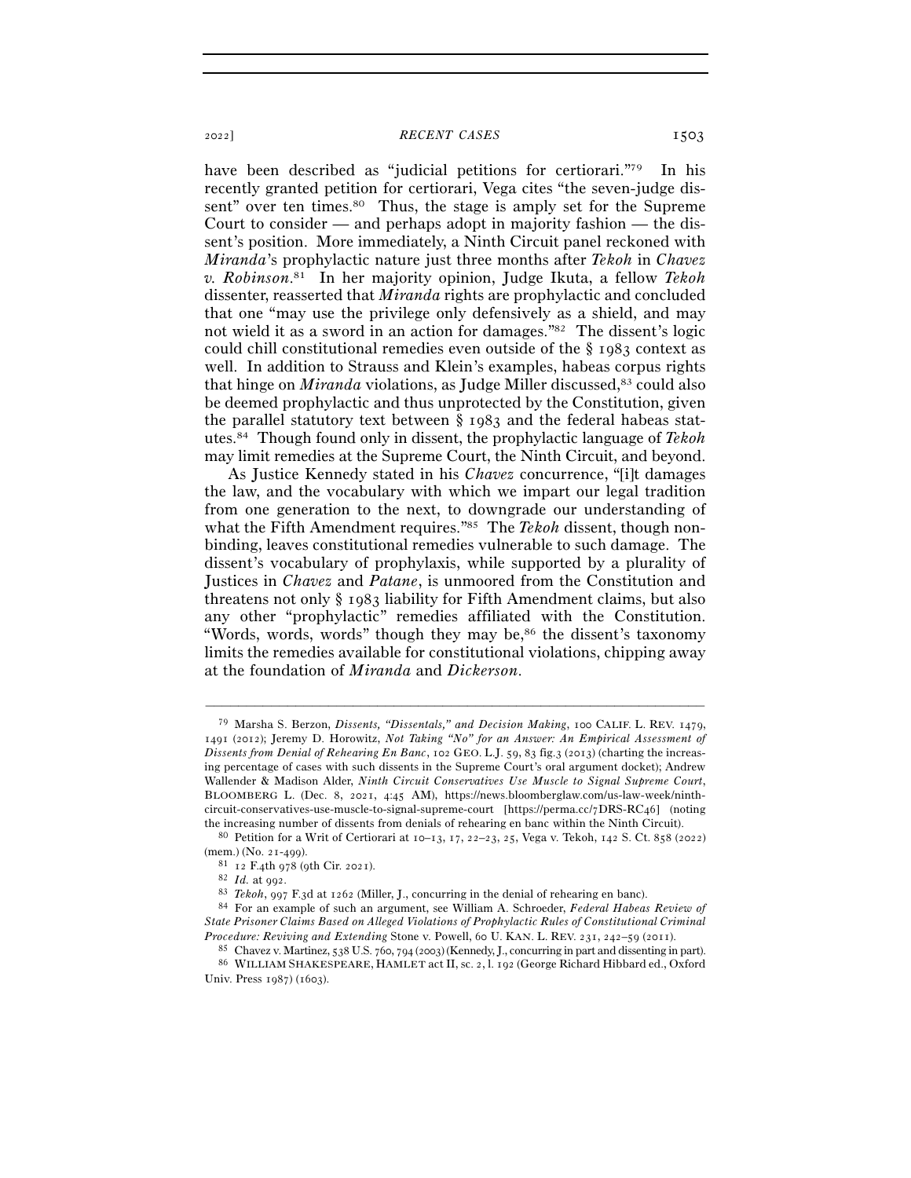have been described as "judicial petitions for certiorari."[79] In his recently granted petition for certiorari, Vega cites "the seven-judge dissent" over ten times.[80] Thus, the stage is amply set for the Supreme Court to consider — and perhaps adopt in majority fashion — the dissent's position. More immediately, a Ninth Circuit panel reckoned with *Miranda*'s prophylactic nature just three months after *Tekoh* in *Chavez v. Robinson*.[81] In her majority opinion, Judge Ikuta, a fellow *Tekoh* dissenter, reasserted that *Miranda* rights are prophylactic and concluded that one "may use the privilege only defensively as a shield, and may not wield it as a sword in an action for damages."[82] The dissent's logic could chill constitutional remedies even outside of the § 1983 context as well. In addition to Strauss and Klein's examples, habeas corpus rights that hinge on *Miranda* violations, as Judge Miller discussed,[83] could also be deemed prophylactic and thus unprotected by the Constitution, given the parallel statutory text between § 1983 and the federal habeas statutes.[84] Though found only in dissent, the prophylactic language of *Tekoh* may limit remedies at the Supreme Court, the Ninth Circuit, and beyond.

As Justice Kennedy stated in his *Chavez* concurrence, "[i]t damages the law, and the vocabulary with which we impart our legal tradition from one generation to the next, to downgrade our understanding of what the Fifth Amendment requires."[85] The *Tekoh* dissent, though nonbinding, leaves constitutional remedies vulnerable to such damage. The dissent's vocabulary of prophylaxis, while supported by a plurality of Justices in *Chavez* and *Patane*, is unmoored from the Constitution and threatens not only § 1983 liability for Fifth Amendment claims, but also any other "prophylactic" remedies affiliated with the Constitution. "Words, words, words" though they may be,[86] the dissent's taxonomy limits the remedies available for constitutional violations, chipping away at the foundation of *Miranda* and *Dickerson*.

---

[79] Marsha S. Berzon, *Dissents, "Dissentals," and Decision Making*, 100 CALIF. L. REV. 1479, 1491 (2012); Jeremy D. Horowitz, *Not Taking "No" for an Answer: An Empirical Assessment of Dissents from Denial of Rehearing En Banc*, 102 GEO. L.J. 59, 83 fig.3 (2013) (charting the increasing percentage of cases with such dissents in the Supreme Court's oral argument docket); Andrew Wallender & Madison Alder, *Ninth Circuit Conservatives Use Muscle to Signal Supreme Court*, BLOOMBERG L. (Dec. 8, 2021, 4:45 AM), https://news.bloomberglaw.com/us-law-week/ninth-circuit-conservatives-use-muscle-to-signal-supreme-court [https://perma.cc/7DRS-RC46] (noting the increasing number of dissents from denials of rehearing en banc within the Ninth Circuit).

[80] Petition for a Writ of Certiorari at 10–13, 17, 22–23, 25, Vega v. Tekoh, 142 S. Ct. 858 (2022) (mem.) (No. 21-499).

[81] 12 F.4th 978 (9th Cir. 2021).

[82] *Id.* at 992.

[83] *Tekoh*, 997 F.3d at 1262 (Miller, J., concurring in the denial of rehearing en banc).

[84] For an example of such an argument, see William A. Schroeder, *Federal Habeas Review of State Prisoner Claims Based on Alleged Violations of Prophylactic Rules of Constitutional Criminal Procedure: Reviving and Extending* Stone v. Powell, 60 U. KAN. L. REV. 231, 242–59 (2011).

[85] Chavez v. Martinez, 538 U.S. 760, 794 (2003) (Kennedy, J., concurring in part and dissenting in part).

[86] WILLIAM SHAKESPEARE, HAMLET act II, sc. 2, l. 192 (George Richard Hibbard ed., Oxford Univ. Press 1987) (1603).